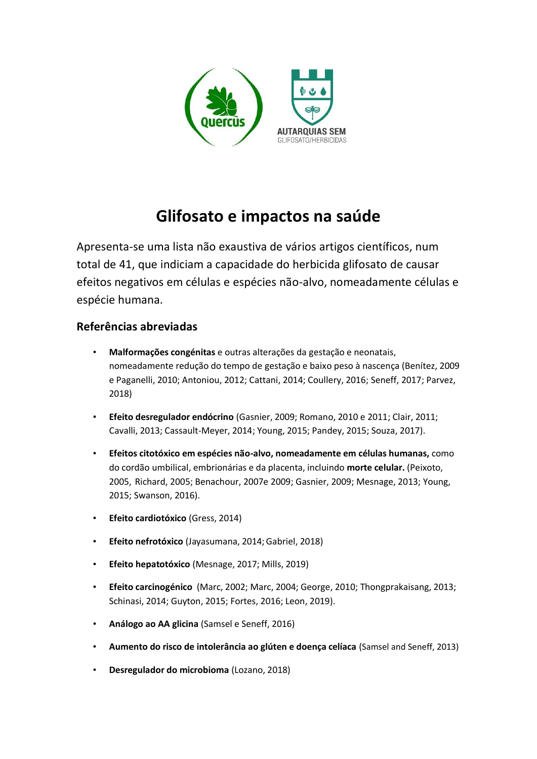# Glifosato e impactos na saúde

Apresenta-se uma lista não exaustiva de vários artigos científicos, num total de 41, que indiciam a capacidade do herbicida glifosato de causar efeitos negativos em células e espécies não-alvo, nomeadamente células e espécie humana.

## Referências abreviadas

- **Malformações congénitas** e outras alterações da gestação e neonatais, nomeadamente redução do tempo de gestação e baixo peso à nascença (Benítez, 2009 e Paganelli, 2010; Antoniou, 2012; Cattani, 2014; Coullery, 2016; Seneff, 2017; Parvez, 2018)
- **Efeito desregulador endócrino** (Gasnier, 2009; Romano, 2010 e 2011; Clair, 2011; Cavalli, 2013; Cassault-Meyer, 2014; Young, 2015; Pandey, 2015; Souza, 2017).
- **Efeitos citotóxico em espécies não-alvo, nomeadamente em células humanas,** como do cordão umbilical, embrionárias e da placenta, incluindo **morte celular.** (Peixoto, 2005, Richard, 2005; Benachour, 2007e 2009; Gasnier, 2009; Mesnage, 2013; Young, 2015; Swanson, 2016).
- **Efeito cardiotóxico** (Gress, 2014)
- **Efeito nefrotóxico** (Jayasumana, 2014; Gabriel, 2018)
- **Efeito hepatotóxico** (Mesnage, 2017; Mills, 2019)
- **Efeito carcinogénico** (Marc, 2002; Marc, 2004; George, 2010; Thongprakaisang, 2013; Schinasi, 2014; Guyton, 2015; Fortes, 2016; Leon, 2019).
- **Análogo ao AA glicina** (Samsel e Seneff, 2016)
- **Aumento do risco de intolerância ao glúten e doença celíaca** (Samsel and Seneff, 2013)
- **Desregulador do microbioma** (Lozano, 2018)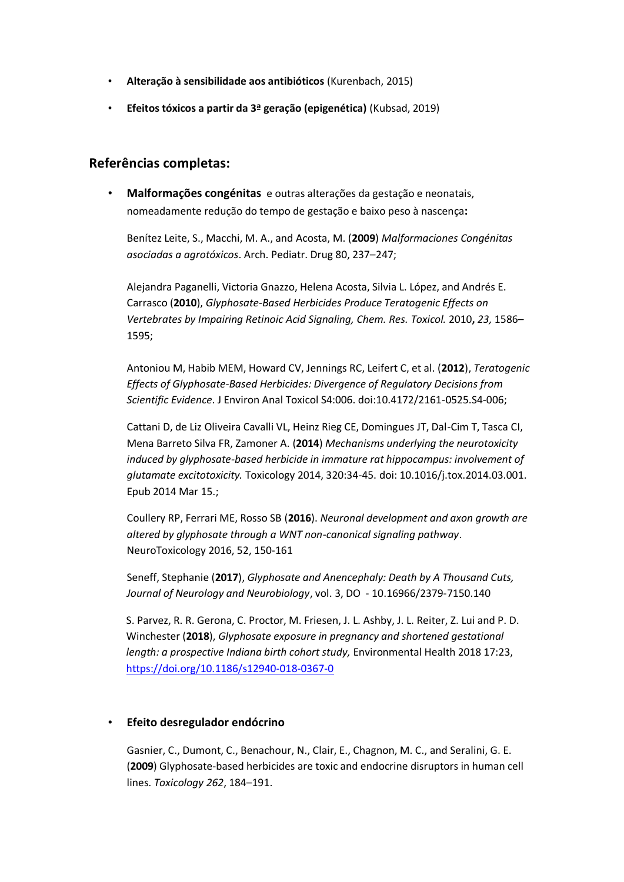- **Alteração à sensibilidade aos antibióticos** (Kurenbach, 2015)
- **Efeitos tóxicos a partir da 3ª geração (epigenética)** (Kubsad, 2019)

## Referências completas:

- **Malformações congénitas** e outras alterações da gestação e neonatais, nomeadamente redução do tempo de gestação e baixo peso à nascença**:**

  Benítez Leite, S., Macchi, M. A., and Acosta, M. (**2009**) *Malformaciones Congénitas asociadas a agrotóxicos*. Arch. Pediatr. Drug 80, 237–247;

  Alejandra Paganelli, Victoria Gnazzo, Helena Acosta, Silvia L. López, and Andrés E. Carrasco (**2010**), *Glyphosate-Based Herbicides Produce Teratogenic Effects on Vertebrates by Impairing Retinoic Acid Signaling, Chem. Res. Toxicol.* 2010**,** *23,* 1586–1595;

  Antoniou M, Habib MEM, Howard CV, Jennings RC, Leifert C, et al. (**2012**), *Teratogenic Effects of Glyphosate-Based Herbicides: Divergence of Regulatory Decisions from Scientific Evidence*. J Environ Anal Toxicol S4:006. doi:10.4172/2161-0525.S4-006;

  Cattani D, de Liz Oliveira Cavalli VL, Heinz Rieg CE, Domingues JT, Dal-Cim T, Tasca CI, Mena Barreto Silva FR, Zamoner A. (**2014**) *Mechanisms underlying the neurotoxicity induced by glyphosate-based herbicide in immature rat hippocampus: involvement of glutamate excitotoxicity.* Toxicology 2014, 320:34-45. doi: 10.1016/j.tox.2014.03.001. Epub 2014 Mar 15.;

  Coullery RP, Ferrari ME, Rosso SB (**2016**). *Neuronal development and axon growth are altered by glyphosate through a WNT non-canonical signaling pathway*. NeuroToxicology 2016, 52, 150-161

  Seneff, Stephanie (**2017**), *Glyphosate and Anencephaly: Death by A Thousand Cuts, Journal of Neurology and Neurobiology*, vol. 3, DO - 10.16966/2379-7150.140

  S. Parvez, R. R. Gerona, C. Proctor, M. Friesen, J. L. Ashby, J. L. Reiter, Z. Lui and P. D. Winchester (**2018**), *Glyphosate exposure in pregnancy and shortened gestational length: a prospective Indiana birth cohort study,* Environmental Health 2018 17:23, https://doi.org/10.1186/s12940-018-0367-0

- **Efeito desregulador endócrino**

  Gasnier, C., Dumont, C., Benachour, N., Clair, E., Chagnon, M. C., and Seralini, G. E. (**2009**) Glyphosate-based herbicides are toxic and endocrine disruptors in human cell lines. *Toxicology 262*, 184–191.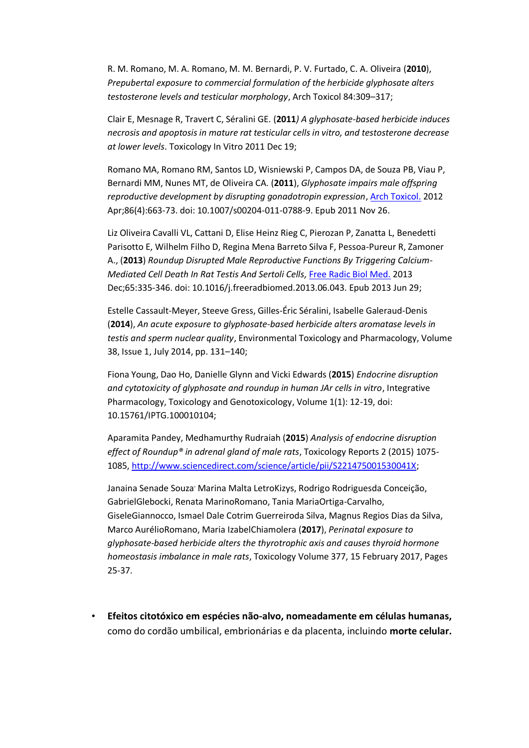R. M. Romano, M. A. Romano, M. M. Bernardi, P. V. Furtado, C. A. Oliveira (**2010**), *Prepubertal exposure to commercial formulation of the herbicide glyphosate alters testosterone levels and testicular morphology*, Arch Toxicol 84:309–317;

Clair E, Mesnage R, Travert C, Séralini GE. (**2011***) A glyphosate-based herbicide induces necrosis and apoptosis in mature rat testicular cells in vitro, and testosterone decrease at lower levels*. Toxicology In Vitro 2011 Dec 19;

Romano MA, Romano RM, Santos LD, Wisniewski P, Campos DA, de Souza PB, Viau P, Bernardi MM, Nunes MT, de Oliveira CA. (**2011**), *Glyphosate impairs male offspring reproductive development by disrupting gonadotropin expression*, Arch Toxicol. 2012 Apr;86(4):663-73. doi: 10.1007/s00204-011-0788-9. Epub 2011 Nov 26.

Liz Oliveira Cavalli VL, Cattani D, Elise Heinz Rieg C, Pierozan P, Zanatta L, Benedetti Parisotto E, Wilhelm Filho D, Regina Mena Barreto Silva F, Pessoa-Pureur R, Zamoner A., (**2013**) *Roundup Disrupted Male Reproductive Functions By Triggering Calcium-Mediated Cell Death In Rat Testis And Sertoli Cells,* Free Radic Biol Med. 2013 Dec;65:335-346. doi: 10.1016/j.freeradbiomed.2013.06.043. Epub 2013 Jun 29;

Estelle Cassault-Meyer, Steeve Gress, Gilles-Éric Séralini, Isabelle Galeraud-Denis (**2014**), *An acute exposure to glyphosate-based herbicide alters aromatase levels in testis and sperm nuclear quality*, Environmental Toxicology and Pharmacology, Volume 38, Issue 1, July 2014, pp. 131–140;

Fiona Young, Dao Ho, Danielle Glynn and Vicki Edwards (**2015**) *Endocrine disruption and cytotoxicity of glyphosate and roundup in human JAr cells in vitro*, Integrative Pharmacology, Toxicology and Genotoxicology, Volume 1(1): 12-19, doi: 10.15761/IPTG.100010104;

Aparamita Pandey, Medhamurthy Rudraiah (**2015**) *Analysis of endocrine disruption effect of Roundup® in adrenal gland of male rats*, Toxicology Reports 2 (2015) 1075-1085, http://www.sciencedirect.com/science/article/pii/S221475001530041X;

Janaina Senade Souza, Marina Malta LetroKizys, Rodrigo Rodriguesda Conceição, GabrielGlebocki, Renata MarinoRomano, Tania MariaOrtiga-Carvalho, GiseleGiannocco, Ismael Dale Cotrim Guerreiroda Silva, Magnus Regios Dias da Silva, Marco AurélioRomano, Maria IzabelChiamolera (**2017**), *Perinatal exposure to glyphosate-based herbicide alters the thyrotrophic axis and causes thyroid hormone homeostasis imbalance in male rats*, Toxicology Volume 377, 15 February 2017, Pages 25-37.

- **Efeitos citotóxico em espécies não-alvo, nomeadamente em células humanas,** como do cordão umbilical, embrionárias e da placenta, incluindo **morte celular.**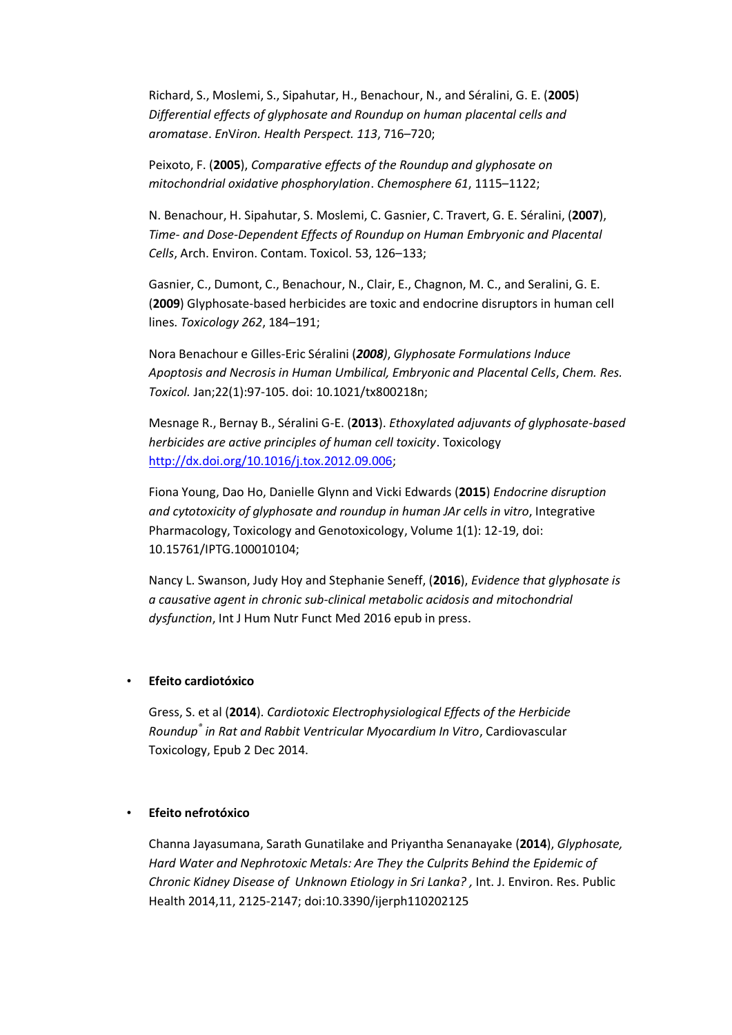Richard, S., Moslemi, S., Sipahutar, H., Benachour, N., and Séralini, G. E. (**2005**) *Differential effects of glyphosate and Roundup on human placental cells and aromatase*. *EnViron. Health Perspect. 113*, 716–720;

Peixoto, F. (**2005**), *Comparative effects of the Roundup and glyphosate on mitochondrial oxidative phosphorylation*. *Chemosphere 61*, 1115–1122;

N. Benachour, H. Sipahutar, S. Moslemi, C. Gasnier, C. Travert, G. E. Séralini, (**2007**), *Time- and Dose-Dependent Effects of Roundup on Human Embryonic and Placental Cells*, Arch. Environ. Contam. Toxicol. 53, 126–133;

Gasnier, C., Dumont, C., Benachour, N., Clair, E., Chagnon, M. C., and Seralini, G. E. (**2009**) Glyphosate-based herbicides are toxic and endocrine disruptors in human cell lines. *Toxicology 262*, 184–191;

Nora Benachour e Gilles-Eric Séralini (***2008***), *Glyphosate Formulations Induce Apoptosis and Necrosis in Human Umbilical, Embryonic and Placental Cells*, *Chem. Res. Toxicol.* Jan;22(1):97-105. doi: 10.1021/tx800218n;

Mesnage R., Bernay B., Séralini G-E. (**2013**). *Ethoxylated adjuvants of glyphosate-based herbicides are active principles of human cell toxicity*. Toxicology http://dx.doi.org/10.1016/j.tox.2012.09.006;

Fiona Young, Dao Ho, Danielle Glynn and Vicki Edwards (**2015**) *Endocrine disruption and cytotoxicity of glyphosate and roundup in human JAr cells in vitro*, Integrative Pharmacology, Toxicology and Genotoxicology, Volume 1(1): 12-19, doi: 10.15761/IPTG.100010104;

Nancy L. Swanson, Judy Hoy and Stephanie Seneff, (**2016**), *Evidence that glyphosate is a causative agent in chronic sub-clinical metabolic acidosis and mitochondrial dysfunction*, Int J Hum Nutr Funct Med 2016 epub in press.

- **Efeito cardiotóxico**

Gress, S. et al (**2014**). *Cardiotoxic Electrophysiological Effects of the Herbicide Roundup® in Rat and Rabbit Ventricular Myocardium In Vitro*, Cardiovascular Toxicology, Epub 2 Dec 2014.

- **Efeito nefrotóxico**

Channa Jayasumana, Sarath Gunatilake and Priyantha Senanayake (**2014**), *Glyphosate, Hard Water and Nephrotoxic Metals: Are They the Culprits Behind the Epidemic of Chronic Kidney Disease of Unknown Etiology in Sri Lanka?*, Int. J. Environ. Res. Public Health 2014,11, 2125-2147; doi:10.3390/ijerph110202125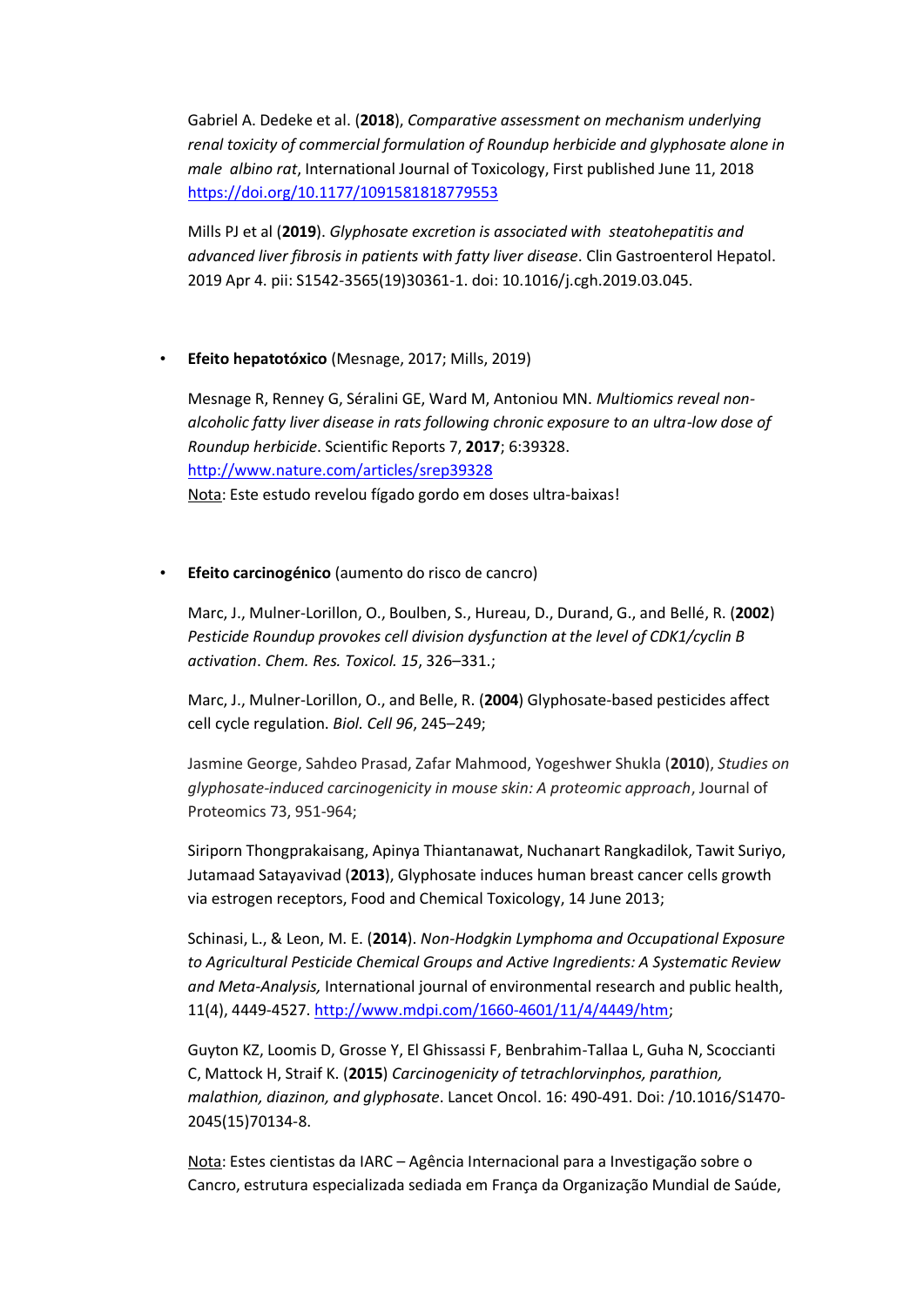Gabriel A. Dedeke et al. (**2018**), *Comparative assessment on mechanism underlying renal toxicity of commercial formulation of Roundup herbicide and glyphosate alone in male albino rat*, International Journal of Toxicology, First published June 11, 2018 https://doi.org/10.1177/1091581818779553

Mills PJ et al (**2019**). *Glyphosate excretion is associated with steatohepatitis and advanced liver fibrosis in patients with fatty liver disease*. Clin Gastroenterol Hepatol. 2019 Apr 4. pii: S1542-3565(19)30361-1. doi: 10.1016/j.cgh.2019.03.045.

- **Efeito hepatotóxico** (Mesnage, 2017; Mills, 2019)

  Mesnage R, Renney G, Séralini GE, Ward M, Antoniou MN. *Multiomics reveal non-alcoholic fatty liver disease in rats following chronic exposure to an ultra-low dose of Roundup herbicide*. Scientific Reports 7, **2017**; 6:39328. http://www.nature.com/articles/srep39328
  
  Nota: Este estudo revelou fígado gordo em doses ultra-baixas!

- **Efeito carcinogénico** (aumento do risco de cancro)

  Marc, J., Mulner-Lorillon, O., Boulben, S., Hureau, D., Durand, G., and Bellé, R. (**2002**) *Pesticide Roundup provokes cell division dysfunction at the level of CDK1/cyclin B activation*. *Chem. Res. Toxicol. 15*, 326–331.;

  Marc, J., Mulner-Lorillon, O., and Belle, R. (**2004**) Glyphosate-based pesticides affect cell cycle regulation. *Biol. Cell 96*, 245–249;

  Jasmine George, Sahdeo Prasad, Zafar Mahmood, Yogeshwer Shukla (**2010**), *Studies on glyphosate-induced carcinogenicity in mouse skin: A proteomic approach*, Journal of Proteomics 73, 951-964;

  Siriporn Thongprakaisang, Apinya Thiantanawat, Nuchanart Rangkadilok, Tawit Suriyo, Jutamaad Satayavivad (**2013**), Glyphosate induces human breast cancer cells growth via estrogen receptors, Food and Chemical Toxicology, 14 June 2013;

  Schinasi, L., & Leon, M. E. (**2014**). *Non-Hodgkin Lymphoma and Occupational Exposure to Agricultural Pesticide Chemical Groups and Active Ingredients: A Systematic Review and Meta-Analysis,* International journal of environmental research and public health, 11(4), 4449-4527. http://www.mdpi.com/1660-4601/11/4/4449/htm;

  Guyton KZ, Loomis D, Grosse Y, El Ghissassi F, Benbrahim-Tallaa L, Guha N, Scoccianti C, Mattock H, Straif K. (**2015**) *Carcinogenicity of tetrachlorvinphos, parathion, malathion, diazinon, and glyphosate*. Lancet Oncol. 16: 490-491. Doi: /10.1016/S1470-2045(15)70134-8.

  Nota: Estes cientistas da IARC – Agência Internacional para a Investigação sobre o Cancro, estrutura especializada sediada em França da Organização Mundial de Saúde,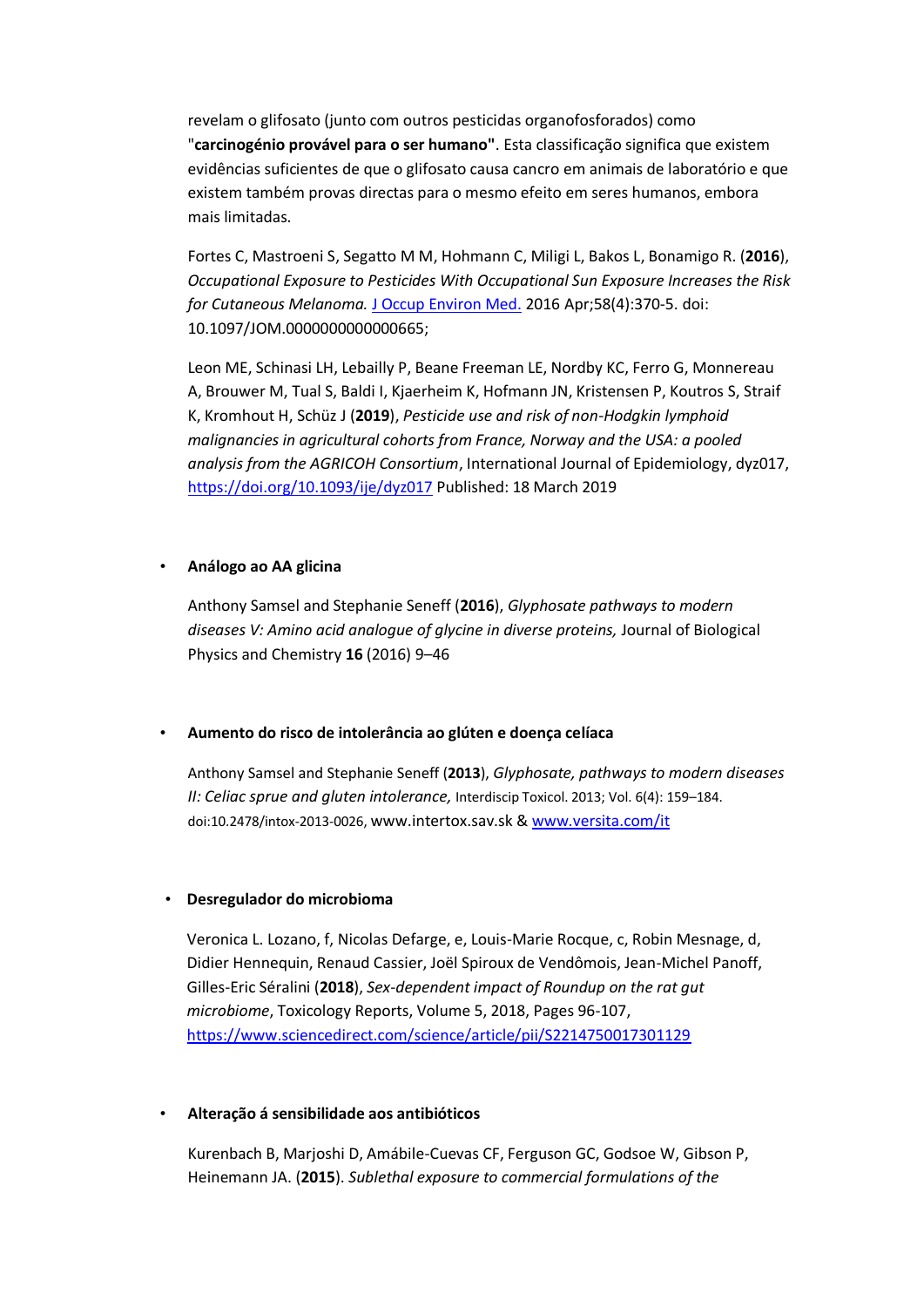revelam o glifosato (junto com outros pesticidas organofosforados) como "**carcinogénio provável para o ser humano"**. Esta classificação significa que existem evidências suficientes de que o glifosato causa cancro em animais de laboratório e que existem também provas directas para o mesmo efeito em seres humanos, embora mais limitadas.

Fortes C, Mastroeni S, Segatto M M, Hohmann C, Miligi L, Bakos L, Bonamigo R. (**2016**), *Occupational Exposure to Pesticides With Occupational Sun Exposure Increases the Risk for Cutaneous Melanoma.* J Occup Environ Med. 2016 Apr;58(4):370-5. doi: 10.1097/JOM.0000000000000665;

Leon ME, Schinasi LH, Lebailly P, Beane Freeman LE, Nordby KC, Ferro G, Monnereau A, Brouwer M, Tual S, Baldi I, Kjaerheim K, Hofmann JN, Kristensen P, Koutros S, Straif K, Kromhout H, Schüz J (**2019**), *Pesticide use and risk of non-Hodgkin lymphoid malignancies in agricultural cohorts from France, Norway and the USA: a pooled analysis from the AGRICOH Consortium*, International Journal of Epidemiology, dyz017, https://doi.org/10.1093/ije/dyz017 Published: 18 March 2019

- **Análogo ao AA glicina**

  Anthony Samsel and Stephanie Seneff (**2016**), *Glyphosate pathways to modern diseases V: Amino acid analogue of glycine in diverse proteins,* Journal of Biological Physics and Chemistry **16** (2016) 9–46

- **Aumento do risco de intolerância ao glúten e doença celíaca**

  Anthony Samsel and Stephanie Seneff (**2013**), *Glyphosate, pathways to modern diseases II: Celiac sprue and gluten intolerance,* Interdiscip Toxicol. 2013; Vol. 6(4): 159–184. doi:10.2478/intox-2013-0026, www.intertox.sav.sk & www.versita.com/it

- **Desregulador do microbioma**

  Veronica L. Lozano, f, Nicolas Defarge, e, Louis-Marie Rocque, c, Robin Mesnage, d, Didier Hennequin, Renaud Cassier, Joël Spiroux de Vendômois, Jean-Michel Panoff, Gilles-Eric Séralini (**2018**), *Sex-dependent impact of Roundup on the rat gut microbiome*, Toxicology Reports, Volume 5, 2018, Pages 96-107, https://www.sciencedirect.com/science/article/pii/S2214750017301129

- **Alteração á sensibilidade aos antibióticos**

  Kurenbach B, Marjoshi D, Amábile-Cuevas CF, Ferguson GC, Godsoe W, Gibson P, Heinemann JA. (**2015**). *Sublethal exposure to commercial formulations of the*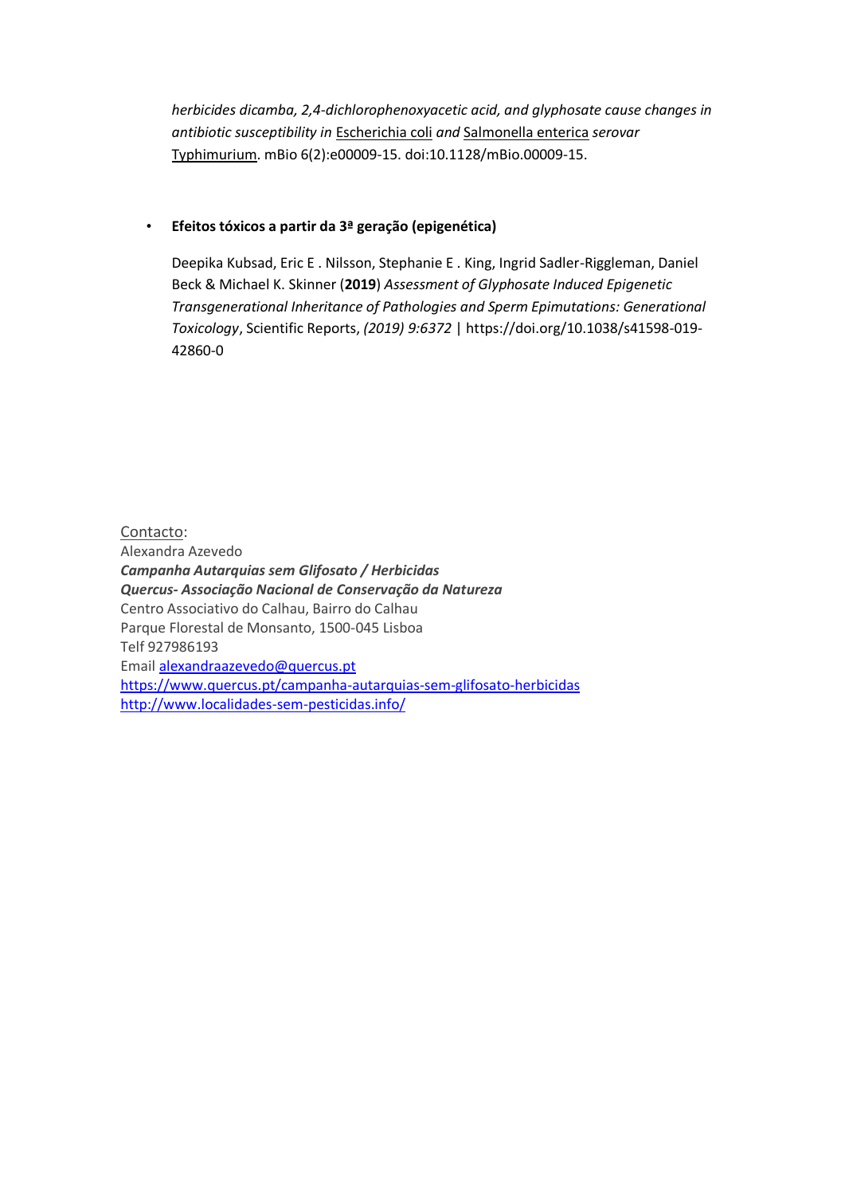*herbicides dicamba, 2,4-dichlorophenoxyacetic acid, and glyphosate cause changes in antibiotic susceptibility in* Escherichia coli *and* Salmonella enterica *serovar* Typhimurium. mBio 6(2):e00009-15. doi:10.1128/mBio.00009-15.

- **Efeitos tóxicos a partir da 3ª geração (epigenética)**

  Deepika Kubsad, Eric E . Nilsson, Stephanie E . King, Ingrid Sadler-Riggleman, Daniel Beck & Michael K. Skinner (**2019**) *Assessment of Glyphosate Induced Epigenetic Transgenerational Inheritance of Pathologies and Sperm Epimutations: Generational Toxicology*, Scientific Reports, *(2019) 9:6372* | https://doi.org/10.1038/s41598-019-42860-0

Contacto:
Alexandra Azevedo
***Campanha Autarquias sem Glifosato / Herbicidas***
***Quercus- Associação Nacional de Conservação da Natureza***
Centro Associativo do Calhau, Bairro do Calhau
Parque Florestal de Monsanto, 1500-045 Lisboa
Telf 927986193
Email alexandraazevedo@quercus.pt
https://www.quercus.pt/campanha-autarquias-sem-glifosato-herbicidas
http://www.localidades-sem-pesticidas.info/